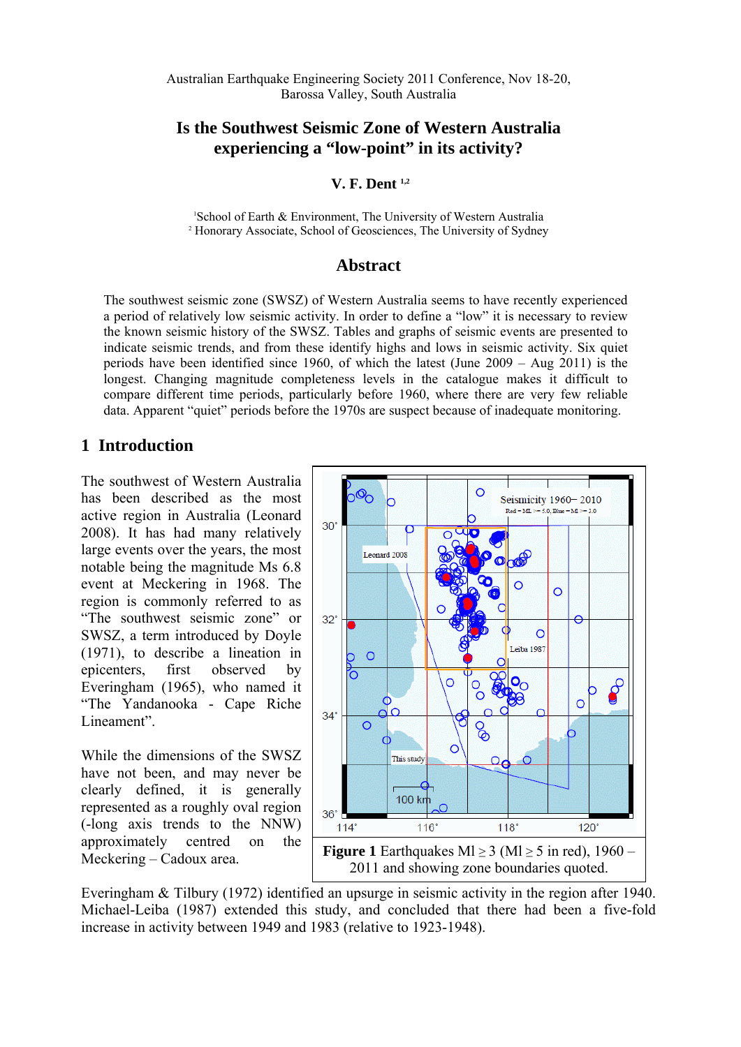Australian Earthquake Engineering Society 2011 Conference, Nov 18-20, Barossa Valley, South Australia

# Is the Southwest Seismic Zone of Western Australia experiencing a "low-point" in its activity?

**V. F. Dent [1,2]**

[1]School of Earth & Environment, The University of Western Australia
[2] Honorary Associate, School of Geosciences, The University of Sydney

## Abstract

The southwest seismic zone (SWSZ) of Western Australia seems to have recently experienced a period of relatively low seismic activity. In order to define a "low" it is necessary to review the known seismic history of the SWSZ. Tables and graphs of seismic events are presented to indicate seismic trends, and from these identify highs and lows in seismic activity. Six quiet periods have been identified since 1960, of which the latest (June 2009 – Aug 2011) is the longest. Changing magnitude completeness levels in the catalogue makes it difficult to compare different time periods, particularly before 1960, where there are very few reliable data. Apparent "quiet" periods before the 1970s are suspect because of inadequate monitoring.

## 1 Introduction

The southwest of Western Australia has been described as the most active region in Australia (Leonard 2008). It has had many relatively large events over the years, the most notable being the magnitude Ms 6.8 event at Meckering in 1968. The region is commonly referred to as "The southwest seismic zone" or SWSZ, a term introduced by Doyle (1971), to describe a lineation in epicenters, first observed by Everingham (1965), who named it "The Yandanooka - Cape Riche Lineament".

While the dimensions of the SWSZ have not been, and may never be clearly defined, it is generally represented as a roughly oval region (-long axis trends to the NNW) approximately centred on the Meckering – Cadoux area.

**Figure 1** Earthquakes Ml ≥ 3 (Ml ≥ 5 in red), 1960 – 2011 and showing zone boundaries quoted.

Everingham & Tilbury (1972) identified an upsurge in seismic activity in the region after 1940. Michael-Leiba (1987) extended this study, and concluded that there had been a five-fold increase in activity between 1949 and 1983 (relative to 1923-1948).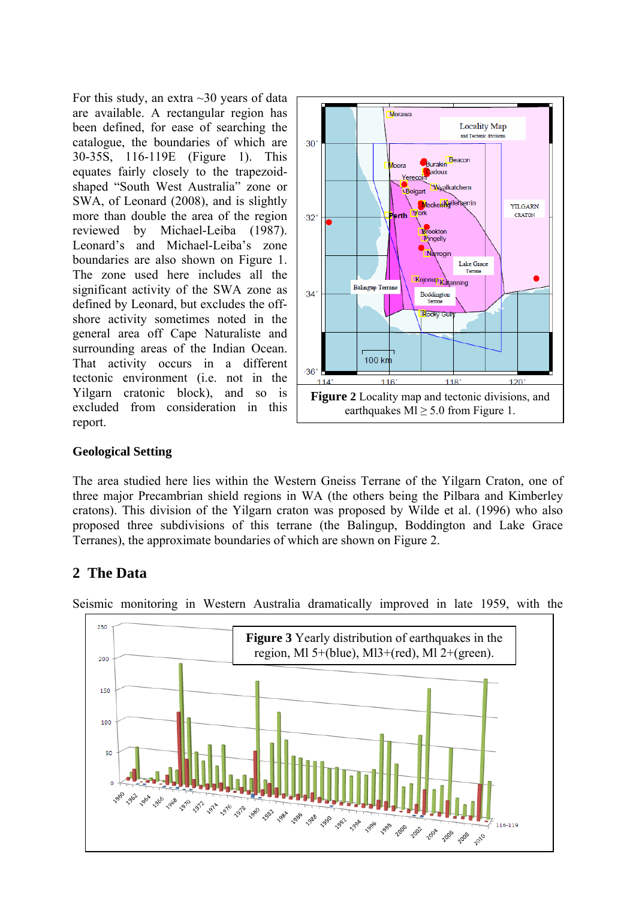For this study, an extra ~30 years of data are available. A rectangular region has been defined, for ease of searching the catalogue, the boundaries of which are 30-35S, 116-119E (Figure 1). This equates fairly closely to the trapezoid-shaped "South West Australia" zone or SWA, of Leonard (2008), and is slightly more than double the area of the region reviewed by Michael-Leiba (1987). Leonard's and Michael-Leiba's zone boundaries are also shown on Figure 1. The zone used here includes all the significant activity of the SWA zone as defined by Leonard, but excludes the off-shore activity sometimes noted in the general area off Cape Naturaliste and surrounding areas of the Indian Ocean. That activity occurs in a different tectonic environment (i.e. not in the Yilgarn cratonic block), and so is excluded from consideration in this report.

**Figure 2** Locality map and tectonic divisions, and earthquakes Ml ≥ 5.0 from Figure 1.

### Geological Setting

The area studied here lies within the Western Gneiss Terrane of the Yilgarn Craton, one of three major Precambrian shield regions in WA (the others being the Pilbara and Kimberley cratons). This division of the Yilgarn craton was proposed by Wilde et al. (1996) who also proposed three subdivisions of this terrane (the Balingup, Boddington and Lake Grace Terranes), the approximate boundaries of which are shown on Figure 2.

## 2 The Data

Seismic monitoring in Western Australia dramatically improved in late 1959, with the

**Figure 3** Yearly distribution of earthquakes in the region, Ml 5+(blue), Ml3+(red), Ml 2+(green).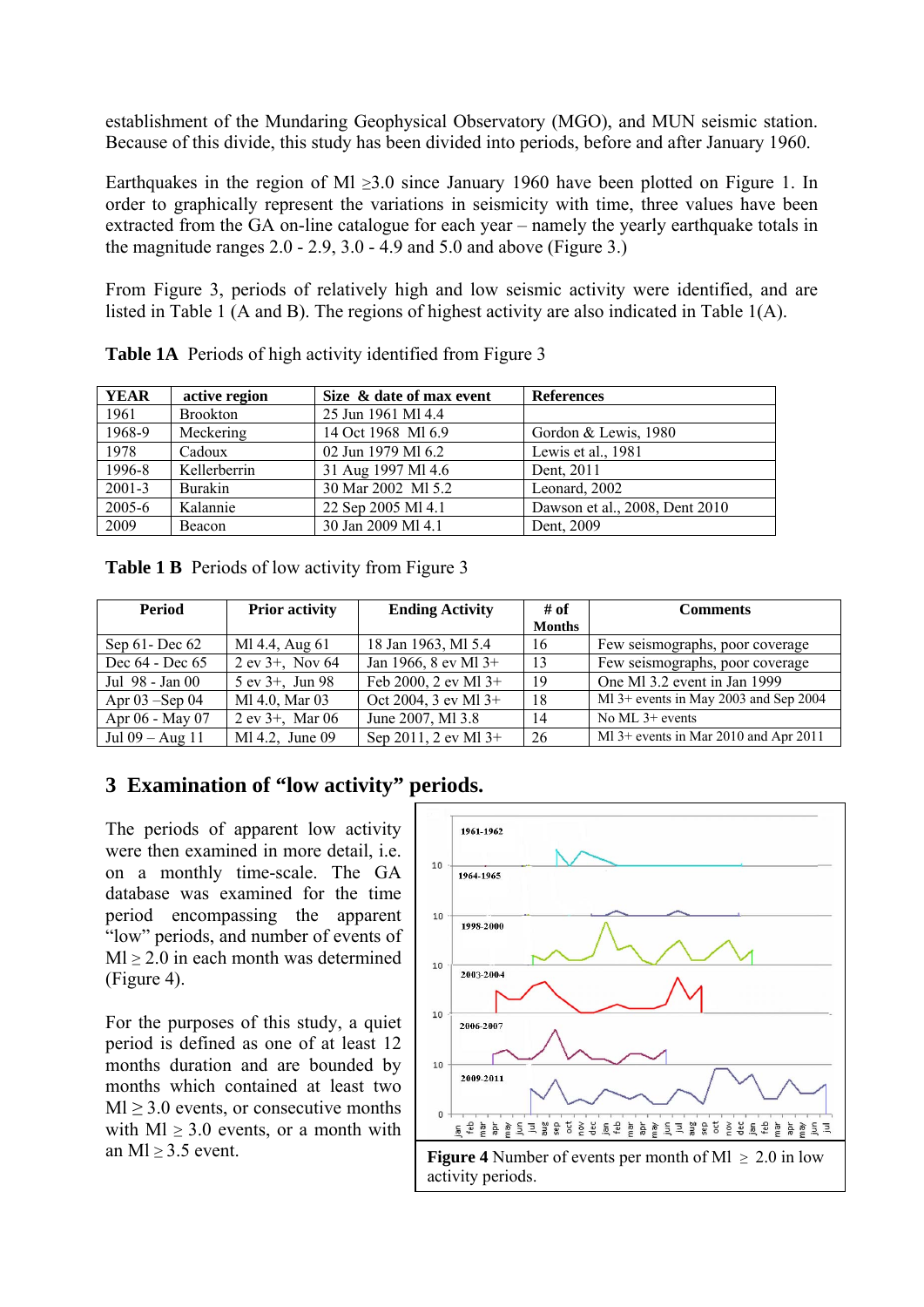establishment of the Mundaring Geophysical Observatory (MGO), and MUN seismic station. Because of this divide, this study has been divided into periods, before and after January 1960.

Earthquakes in the region of Ml ≥3.0 since January 1960 have been plotted on Figure 1. In order to graphically represent the variations in seismicity with time, three values have been extracted from the GA on-line catalogue for each year – namely the yearly earthquake totals in the magnitude ranges 2.0 - 2.9, 3.0 - 4.9 and 5.0 and above (Figure 3.)

From Figure 3, periods of relatively high and low seismic activity were identified, and are listed in Table 1 (A and B). The regions of highest activity are also indicated in Table 1(A).

**Table 1A** Periods of high activity identified from Figure 3

| YEAR | active region | Size & date of max event | References |
|---|---|---|---|
| 1961 | Brookton | 25 Jun 1961 Ml 4.4 | |
| 1968-9 | Meckering | 14 Oct 1968 Ml 6.9 | Gordon & Lewis, 1980 |
| 1978 | Cadoux | 02 Jun 1979 Ml 6.2 | Lewis et al., 1981 |
| 1996-8 | Kellerberrin | 31 Aug 1997 Ml 4.6 | Dent, 2011 |
| 2001-3 | Burakin | 30 Mar 2002 Ml 5.2 | Leonard, 2002 |
| 2005-6 | Kalannie | 22 Sep 2005 Ml 4.1 | Dawson et al., 2008, Dent 2010 |
| 2009 | Beacon | 30 Jan 2009 Ml 4.1 | Dent, 2009 |

**Table 1 B** Periods of low activity from Figure 3

| Period | Prior activity | Ending Activity | # of Months | Comments |
|---|---|---|---|---|
| Sep 61- Dec 62 | Ml 4.4, Aug 61 | 18 Jan 1963, Ml 5.4 | 16 | Few seismographs, poor coverage |
| Dec 64 - Dec 65 | 2 ev 3+, Nov 64 | Jan 1966, 8 ev Ml 3+ | 13 | Few seismographs, poor coverage |
| Jul 98 - Jan 00 | 5 ev 3+, Jun 98 | Feb 2000, 2 ev Ml 3+ | 19 | One Ml 3.2 event in Jan 1999 |
| Apr 03 –Sep 04 | Ml 4.0, Mar 03 | Oct 2004, 3 ev Ml 3+ | 18 | Ml 3+ events in May 2003 and Sep 2004 |
| Apr 06 - May 07 | 2 ev 3+, Mar 06 | June 2007, Ml 3.8 | 14 | No ML 3+ events |
| Jul 09 – Aug 11 | Ml 4.2, June 09 | Sep 2011, 2 ev Ml 3+ | 26 | Ml 3+ events in Mar 2010 and Apr 2011 |

## 3 Examination of "low activity" periods.

The periods of apparent low activity were then examined in more detail, i.e. on a monthly time-scale. The GA database was examined for the time period encompassing the apparent "low" periods, and number of events of Ml ≥ 2.0 in each month was determined (Figure 4).

For the purposes of this study, a quiet period is defined as one of at least 12 months duration and are bounded by months which contained at least two Ml ≥ 3.0 events, or consecutive months with Ml ≥ 3.0 events, or a month with an Ml ≥ 3.5 event.

**Figure 4** Number of events per month of Ml ≥ 2.0 in low activity periods.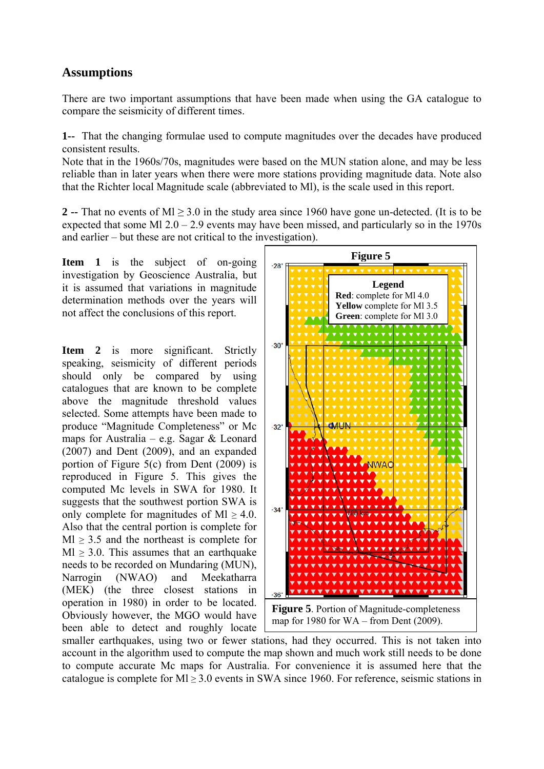## Assumptions

There are two important assumptions that have been made when using the GA catalogue to compare the seismicity of different times.

**1**-- That the changing formulae used to compute magnitudes over the decades have produced consistent results.
Note that in the 1960s/70s, magnitudes were based on the MUN station alone, and may be less reliable than in later years when there were more stations providing magnitude data. Note also that the Richter local Magnitude scale (abbreviated to Ml), is the scale used in this report.

**2** -- That no events of Ml ≥ 3.0 in the study area since 1960 have gone un-detected. (It is to be expected that some Ml 2.0 – 2.9 events may have been missed, and particularly so in the 1970s and earlier – but these are not critical to the investigation).

**Item 1** is the subject of on-going investigation by Geoscience Australia, but it is assumed that variations in magnitude determination methods over the years will not affect the conclusions of this report.

**Item 2** is more significant. Strictly speaking, seismicity of different periods should only be compared by using catalogues that are known to be complete above the magnitude threshold values selected. Some attempts have been made to produce "Magnitude Completeness" or Mc maps for Australia – e.g. Sagar & Leonard (2007) and Dent (2009), and an expanded portion of Figure 5(c) from Dent (2009) is reproduced in Figure 5. This gives the computed Mc levels in SWA for 1980. It suggests that the southwest portion SWA is only complete for magnitudes of Ml ≥ 4.0. Also that the central portion is complete for Ml ≥ 3.5 and the northeast is complete for Ml ≥ 3.0. This assumes that an earthquake needs to be recorded on Mundaring (MUN), Narrogin (NWAO) and Meekatharra (MEK) (the three closest stations in operation in 1980) in order to be located. Obviously however, the MGO would have been able to detect and roughly locate smaller earthquakes, using two or fewer stations, had they occurred. This is not taken into account in the algorithm used to compute the map shown and much work still needs to be done to compute accurate Mc maps for Australia. For convenience it is assumed here that the catalogue is complete for Ml ≥ 3.0 events in SWA since 1960. For reference, seismic stations in

**Figure 5**

**Legend**
**Red**: complete for Ml 4.0
**Yellow** complete for Ml 3.5
**Green**: complete for Ml 3.0

**Figure 5**. Portion of Magnitude-completeness map for 1980 for WA – from Dent (2009).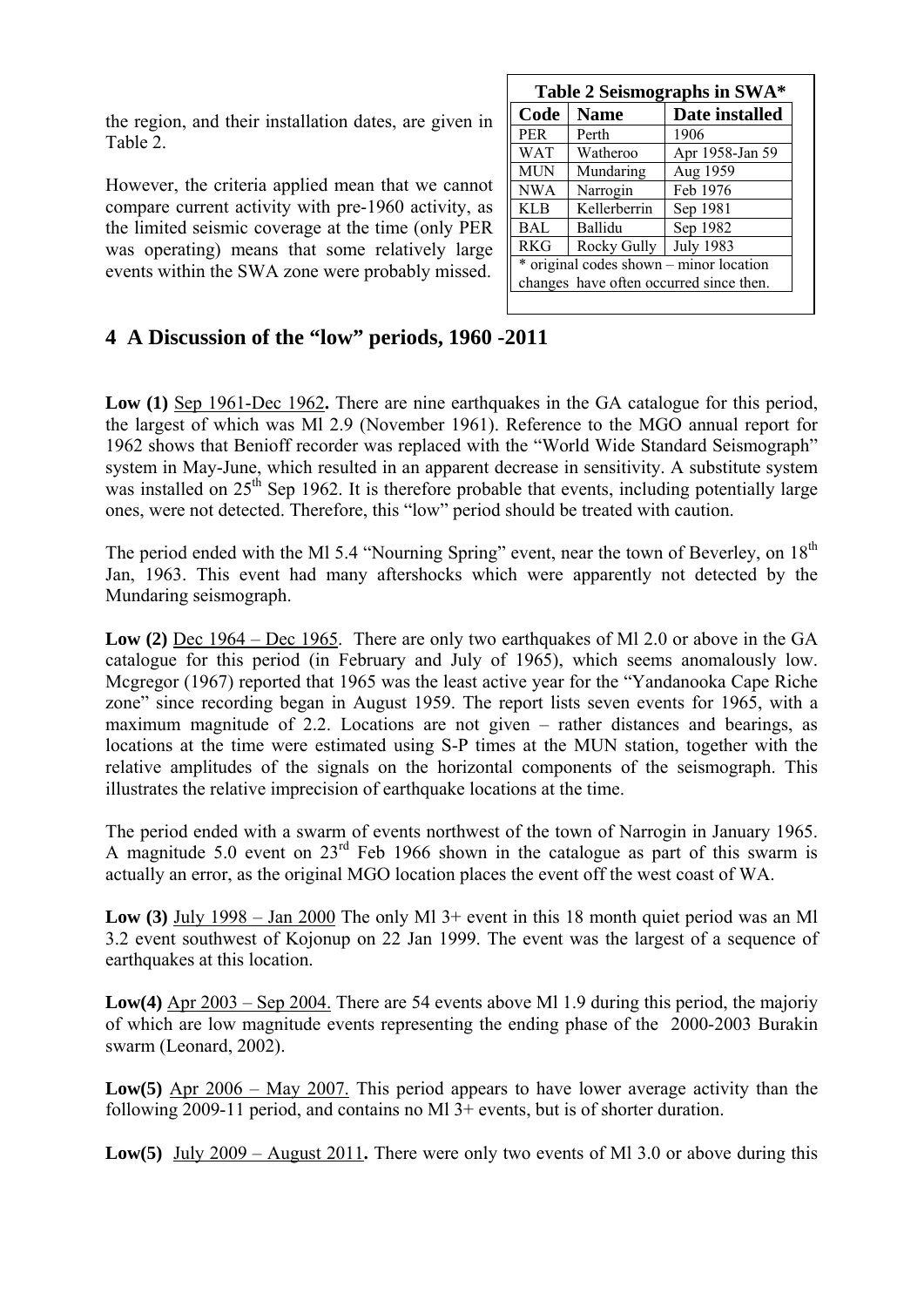the region, and their installation dates, are given in Table 2.

However, the criteria applied mean that we cannot compare current activity with pre-1960 activity, as the limited seismic coverage at the time (only PER was operating) means that some relatively large events within the SWA zone were probably missed.

**Table 2 Seismographs in SWA***

| Code | Name | Date installed |
|---|---|---|
| PER | Perth | 1906 |
| WAT | Watheroo | Apr 1958-Jan 59 |
| MUN | Mundaring | Aug 1959 |
| NWA | Narrogin | Feb 1976 |
| KLB | Kellerberrin | Sep 1981 |
| BAL | Ballidu | Sep 1982 |
| RKG | Rocky Gully | July 1983 |

\* original codes shown – minor location changes have often occurred since then.

## 4 A Discussion of the "low" periods, 1960 -2011

**Low (1)** Sep 1961-Dec 1962**.** There are nine earthquakes in the GA catalogue for this period, the largest of which was Ml 2.9 (November 1961). Reference to the MGO annual report for 1962 shows that Benioff recorder was replaced with the "World Wide Standard Seismograph" system in May-June, which resulted in an apparent decrease in sensitivity. A substitute system was installed on 25th Sep 1962. It is therefore probable that events, including potentially large ones, were not detected. Therefore, this "low" period should be treated with caution.

The period ended with the Ml 5.4 "Nourning Spring" event, near the town of Beverley, on 18th Jan, 1963. This event had many aftershocks which were apparently not detected by the Mundaring seismograph.

**Low (2)** Dec 1964 – Dec 1965. There are only two earthquakes of Ml 2.0 or above in the GA catalogue for this period (in February and July of 1965), which seems anomalously low. Mcgregor (1967) reported that 1965 was the least active year for the "Yandanooka Cape Riche zone" since recording began in August 1959. The report lists seven events for 1965, with a maximum magnitude of 2.2. Locations are not given – rather distances and bearings, as locations at the time were estimated using S-P times at the MUN station, together with the relative amplitudes of the signals on the horizontal components of the seismograph. This illustrates the relative imprecision of earthquake locations at the time.

The period ended with a swarm of events northwest of the town of Narrogin in January 1965. A magnitude 5.0 event on 23rd Feb 1966 shown in the catalogue as part of this swarm is actually an error, as the original MGO location places the event off the west coast of WA.

**Low (3)** July 1998 – Jan 2000 The only Ml 3+ event in this 18 month quiet period was an Ml 3.2 event southwest of Kojonup on 22 Jan 1999. The event was the largest of a sequence of earthquakes at this location.

**Low(4)** Apr 2003 – Sep 2004. There are 54 events above Ml 1.9 during this period, the majoriy of which are low magnitude events representing the ending phase of the 2000-2003 Burakin swarm (Leonard, 2002).

**Low(5)** Apr 2006 – May 2007. This period appears to have lower average activity than the following 2009-11 period, and contains no Ml 3+ events, but is of shorter duration.

**Low(5)** July 2009 – August 2011**.** There were only two events of Ml 3.0 or above during this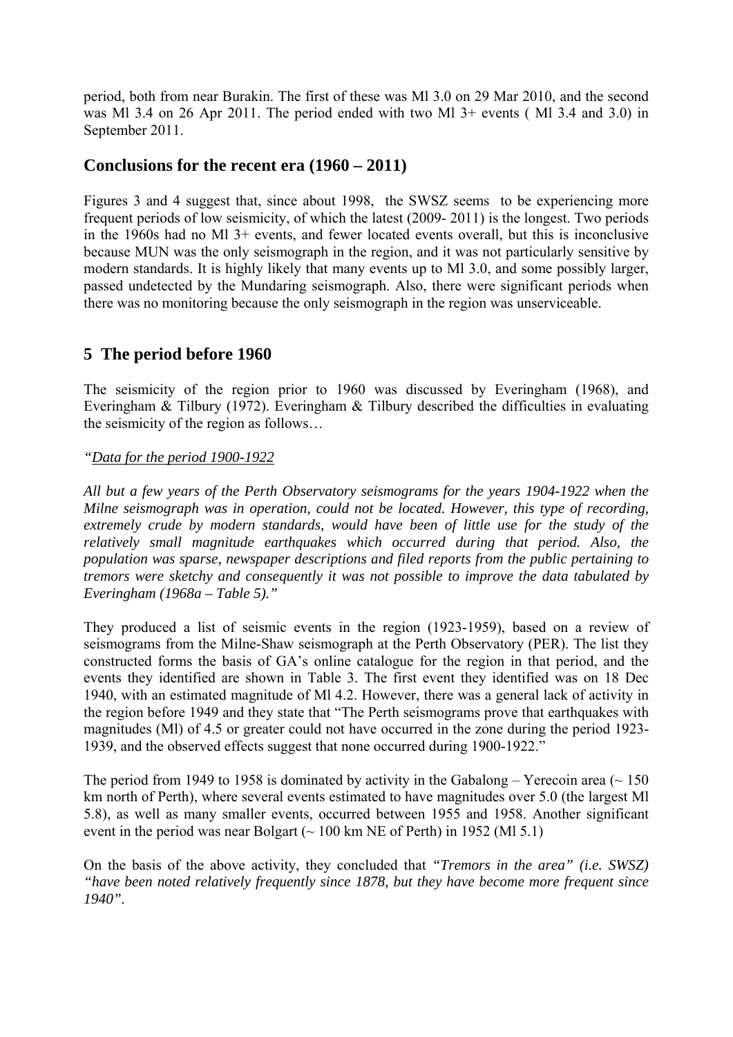period, both from near Burakin. The first of these was Ml 3.0 on 29 Mar 2010, and the second was Ml 3.4 on 26 Apr 2011. The period ended with two Ml 3+ events ( Ml 3.4 and 3.0) in September 2011.

## Conclusions for the recent era (1960 – 2011)

Figures 3 and 4 suggest that, since about 1998, the SWSZ seems to be experiencing more frequent periods of low seismicity, of which the latest (2009- 2011) is the longest. Two periods in the 1960s had no Ml 3+ events, and fewer located events overall, but this is inconclusive because MUN was the only seismograph in the region, and it was not particularly sensitive by modern standards. It is highly likely that many events up to Ml 3.0, and some possibly larger, passed undetected by the Mundaring seismograph. Also, there were significant periods when there was no monitoring because the only seismograph in the region was unserviceable.

## 5 The period before 1960

The seismicity of the region prior to 1960 was discussed by Everingham (1968), and Everingham & Tilbury (1972). Everingham & Tilbury described the difficulties in evaluating the seismicity of the region as follows…

*"Data for the period 1900-1922*

*All but a few years of the Perth Observatory seismograms for the years 1904-1922 when the Milne seismograph was in operation, could not be located. However, this type of recording, extremely crude by modern standards, would have been of little use for the study of the relatively small magnitude earthquakes which occurred during that period. Also, the population was sparse, newspaper descriptions and filed reports from the public pertaining to tremors were sketchy and consequently it was not possible to improve the data tabulated by Everingham (1968a – Table 5)."*

They produced a list of seismic events in the region (1923-1959), based on a review of seismograms from the Milne-Shaw seismograph at the Perth Observatory (PER). The list they constructed forms the basis of GA's online catalogue for the region in that period, and the events they identified are shown in Table 3. The first event they identified was on 18 Dec 1940, with an estimated magnitude of Ml 4.2. However, there was a general lack of activity in the region before 1949 and they state that "The Perth seismograms prove that earthquakes with magnitudes (Ml) of 4.5 or greater could not have occurred in the zone during the period 1923-1939, and the observed effects suggest that none occurred during 1900-1922."

The period from 1949 to 1958 is dominated by activity in the Gabalong – Yerecoin area (~ 150 km north of Perth), where several events estimated to have magnitudes over 5.0 (the largest Ml 5.8), as well as many smaller events, occurred between 1955 and 1958. Another significant event in the period was near Bolgart (~ 100 km NE of Perth) in 1952 (Ml 5.1)

On the basis of the above activity, they concluded that *"Tremors in the area" (i.e. SWSZ) "have been noted relatively frequently since 1878, but they have become more frequent since 1940".*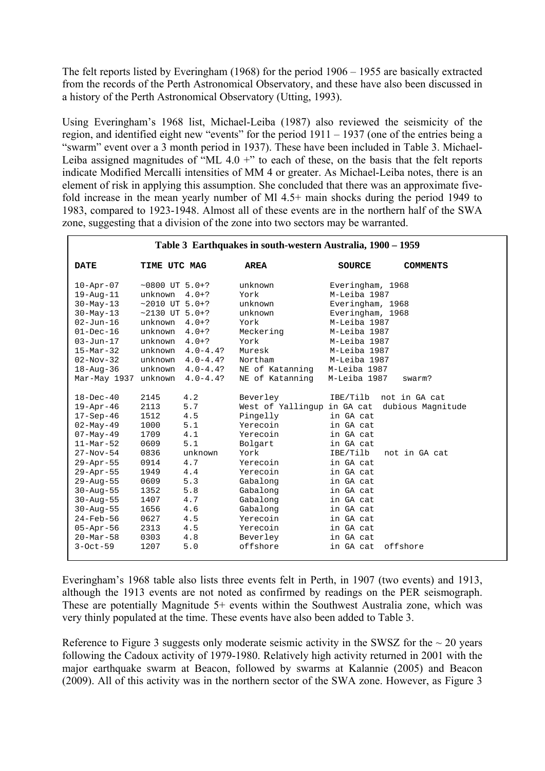The felt reports listed by Everingham (1968) for the period 1906 – 1955 are basically extracted from the records of the Perth Astronomical Observatory, and these have also been discussed in a history of the Perth Astronomical Observatory (Utting, 1993).

Using Everingham's 1968 list, Michael-Leiba (1987) also reviewed the seismicity of the region, and identified eight new "events" for the period 1911 – 1937 (one of the entries being a "swarm" event over a 3 month period in 1937). These have been included in Table 3. Michael-Leiba assigned magnitudes of "ML 4.0 +" to each of these, on the basis that the felt reports indicate Modified Mercalli intensities of MM 4 or greater. As Michael-Leiba notes, there is an element of risk in applying this assumption. She concluded that there was an approximate five-fold increase in the mean yearly number of Ml 4.5+ main shocks during the period 1949 to 1983, compared to 1923-1948. Almost all of these events are in the northern half of the SWA zone, suggesting that a division of the zone into two sectors may be warranted.

**Table 3 Earthquakes in south-western Australia, 1900 – 1959**

| DATE | TIME UTC | MAG | AREA | SOURCE | COMMENTS |
|---|---|---|---|---|---|
| 10-Apr-07 | ~0800 UT | 5.0+? | unknown | Everingham, 1968 | |
| 19-Aug-11 | unknown | 4.0+? | York | M-Leiba 1987 | |
| 30-May-13 | ~2010 UT | 5.0+? | unknown | Everingham, 1968 | |
| 30-May-13 | ~2130 UT | 5.0+? | unknown | Everingham, 1968 | |
| 02-Jun-16 | unknown | 4.0+? | York | M-Leiba 1987 | |
| 01-Dec-16 | unknown | 4.0+? | Meckering | M-Leiba 1987 | |
| 03-Jun-17 | unknown | 4.0+? | York | M-Leiba 1987 | |
| 15-Mar-32 | unknown | 4.0-4.4? | Muresk | M-Leiba 1987 | |
| 02-Nov-32 | unknown | 4.0-4.4? | Northam | M-Leiba 1987 | |
| 18-Aug-36 | unknown | 4.0-4.4? | NE of Katanning | M-Leiba 1987 | |
| Mar-May 1937 | unknown | 4.0-4.4? | NE of Katanning | M-Leiba 1987 | swarm? |
| 18-Dec-40 | 2145 | 4.2 | Beverley | IBE/Tilb | not in GA cat |
| 19-Apr-46 | 2113 | 5.7 | West of Yallingup | in GA cat | dubious Magnitude |
| 17-Sep-46 | 1512 | 4.5 | Pingelly | in GA cat | |
| 02-May-49 | 1000 | 5.1 | Yerecoin | in GA cat | |
| 07-May-49 | 1709 | 4.1 | Yerecoin | in GA cat | |
| 11-Mar-52 | 0609 | 5.1 | Bolgart | in GA cat | |
| 27-Nov-54 | 0836 | unknown | York | IBE/Tilb | not in GA cat |
| 29-Apr-55 | 0914 | 4.7 | Yerecoin | in GA cat | |
| 29-Apr-55 | 1949 | 4.4 | Yerecoin | in GA cat | |
| 29-Aug-55 | 0609 | 5.3 | Gabalong | in GA cat | |
| 30-Aug-55 | 1352 | 5.8 | Gabalong | in GA cat | |
| 30-Aug-55 | 1407 | 4.7 | Gabalong | in GA cat | |
| 30-Aug-55 | 1656 | 4.6 | Gabalong | in GA cat | |
| 24-Feb-56 | 0627 | 4.5 | Yerecoin | in GA cat | |
| 05-Apr-56 | 2313 | 4.5 | Yerecoin | in GA cat | |
| 20-Mar-58 | 0303 | 4.8 | Beverley | in GA cat | |
| 3-Oct-59 | 1207 | 5.0 | offshore | in GA cat | offshore |

Everingham's 1968 table also lists three events felt in Perth, in 1907 (two events) and 1913, although the 1913 events are not noted as confirmed by readings on the PER seismograph. These are potentially Magnitude 5+ events within the Southwest Australia zone, which was very thinly populated at the time. These events have also been added to Table 3.

Reference to Figure 3 suggests only moderate seismic activity in the SWSZ for the ~ 20 years following the Cadoux activity of 1979-1980. Relatively high activity returned in 2001 with the major earthquake swarm at Beacon, followed by swarms at Kalannie (2005) and Beacon (2009). All of this activity was in the northern sector of the SWA zone. However, as Figure 3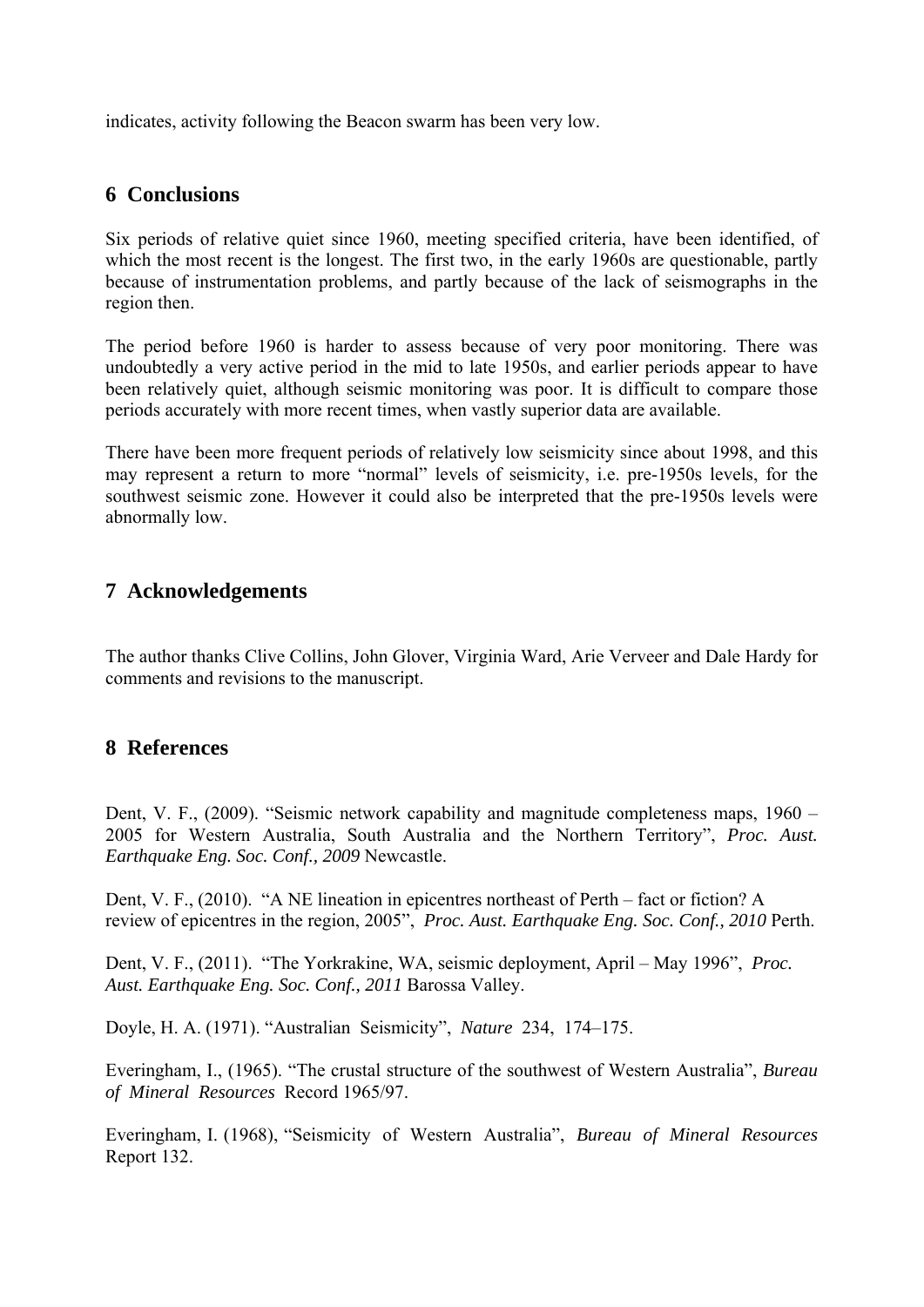indicates, activity following the Beacon swarm has been very low.

## 6 Conclusions

Six periods of relative quiet since 1960, meeting specified criteria, have been identified, of which the most recent is the longest. The first two, in the early 1960s are questionable, partly because of instrumentation problems, and partly because of the lack of seismographs in the region then.

The period before 1960 is harder to assess because of very poor monitoring. There was undoubtedly a very active period in the mid to late 1950s, and earlier periods appear to have been relatively quiet, although seismic monitoring was poor. It is difficult to compare those periods accurately with more recent times, when vastly superior data are available.

There have been more frequent periods of relatively low seismicity since about 1998, and this may represent a return to more "normal" levels of seismicity, i.e. pre-1950s levels, for the southwest seismic zone. However it could also be interpreted that the pre-1950s levels were abnormally low.

## 7 Acknowledgements

The author thanks Clive Collins, John Glover, Virginia Ward, Arie Verveer and Dale Hardy for comments and revisions to the manuscript.

## 8 References

Dent, V. F., (2009). "Seismic network capability and magnitude completeness maps, 1960 – 2005 for Western Australia, South Australia and the Northern Territory", *Proc. Aust. Earthquake Eng. Soc. Conf., 2009* Newcastle.

Dent, V. F., (2010). "A NE lineation in epicentres northeast of Perth – fact or fiction? A review of epicentres in the region, 2005", *Proc. Aust. Earthquake Eng. Soc. Conf., 2010* Perth.

Dent, V. F., (2011). "The Yorkrakine, WA, seismic deployment, April – May 1996", *Proc. Aust. Earthquake Eng. Soc. Conf., 2011* Barossa Valley.

Doyle, H. A. (1971). "Australian Seismicity", *Nature* 234, 174–175.

Everingham, I., (1965). "The crustal structure of the southwest of Western Australia", *Bureau of Mineral Resources* Record 1965/97.

Everingham, I. (1968), "Seismicity of Western Australia", *Bureau of Mineral Resources* Report 132.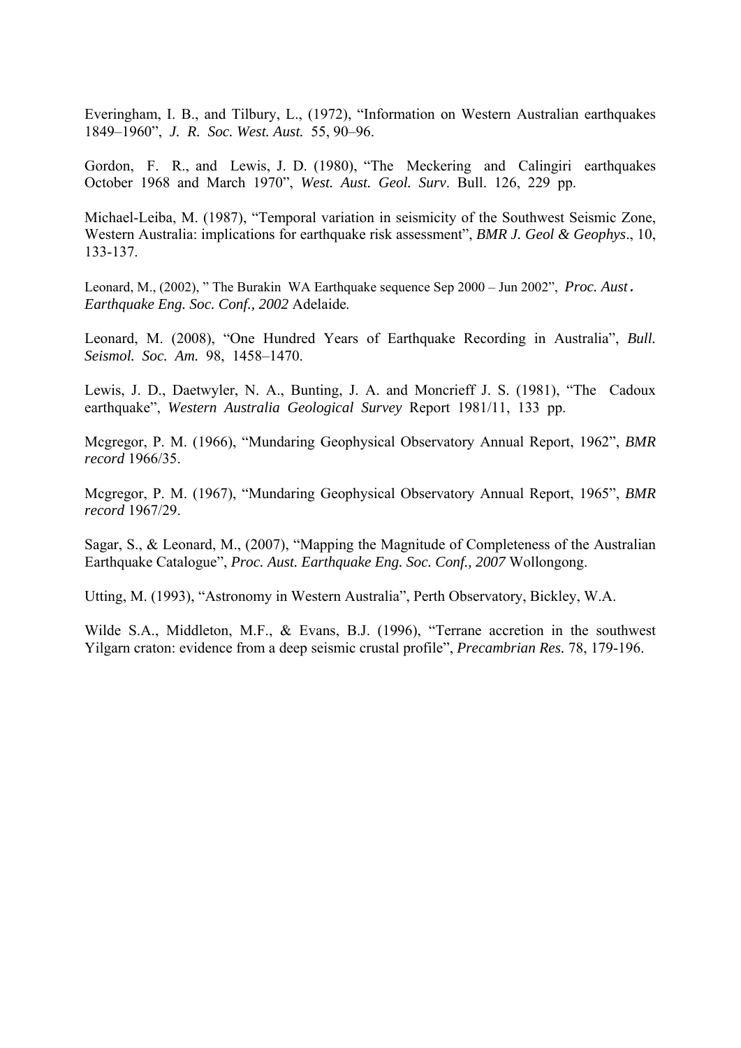Everingham, I. B., and Tilbury, L., (1972), “Information on Western Australian earthquakes 1849–1960”, *J. R. Soc. West. Aust.* 55, 90–96.

Gordon, F. R., and Lewis, J. D. (1980), “The Meckering and Calingiri earthquakes October 1968 and March 1970”, *West. Aust. Geol. Surv*. Bull. 126, 229 pp.

Michael-Leiba, M. (1987), “Temporal variation in seismicity of the Southwest Seismic Zone, Western Australia: implications for earthquake risk assessment”, *BMR J. Geol & Geophys*., 10, 133-137.

Leonard, M., (2002), ” The Burakin WA Earthquake sequence Sep 2000 – Jun 2002”, *Proc. Aust. Earthquake Eng. Soc. Conf., 2002* Adelaide*.*

Leonard, M. (2008), “One Hundred Years of Earthquake Recording in Australia”, *Bull. Seismol. Soc. Am.* 98, 1458–1470.

Lewis, J. D., Daetwyler, N. A., Bunting, J. A. and Moncrieff J. S. (1981), “The Cadoux earthquake”, *Western Australia Geological Survey* Report 1981/11, 133 pp.

Mcgregor, P. M. (1966), “Mundaring Geophysical Observatory Annual Report, 1962”, *BMR record* 1966/35.

Mcgregor, P. M. (1967), “Mundaring Geophysical Observatory Annual Report, 1965”, *BMR record* 1967/29.

Sagar, S., & Leonard, M., (2007), “Mapping the Magnitude of Completeness of the Australian Earthquake Catalogue”, *Proc. Aust. Earthquake Eng. Soc. Conf., 2007* Wollongong.

Utting, M. (1993), “Astronomy in Western Australia”, Perth Observatory, Bickley, W.A.

Wilde S.A., Middleton, M.F., & Evans, B.J. (1996), “Terrane accretion in the southwest Yilgarn craton: evidence from a deep seismic crustal profile”, *Precambrian Res.* 78, 179-196.